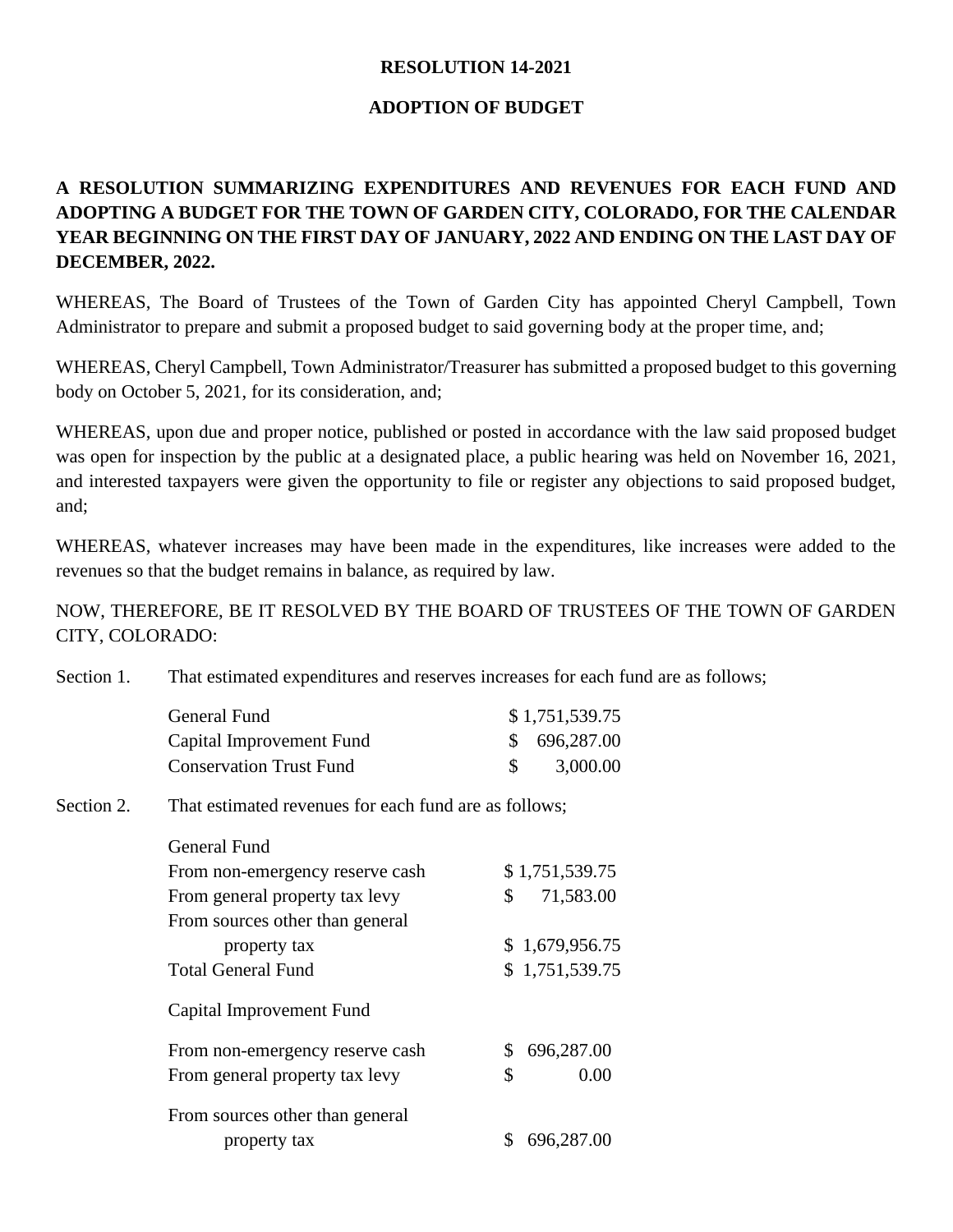**RESOLUTION 14-2021**

**ADOPTION OF BUDGET**

**A RESOLUTION SUMMARIZING EXPENDITURES AND REVENUES FOR EACH FUND AND ADOPTING A BUDGET FOR THE TOWN OF GARDEN CITY, COLORADO, FOR THE CALENDAR YEAR BEGINNING ON THE FIRST DAY OF JANUARY, 2022 AND ENDING ON THE LAST DAY OF DECEMBER, 2022.**

WHEREAS, The Board of Trustees of the Town of Garden City has appointed Cheryl Campbell, Town Administrator to prepare and submit a proposed budget to said governing body at the proper time, and;

WHEREAS, Cheryl Campbell, Town Administrator/Treasurer has submitted a proposed budget to this governing body on October 5, 2021, for its consideration, and;

WHEREAS, upon due and proper notice, published or posted in accordance with the law said proposed budget was open for inspection by the public at a designated place, a public hearing was held on November 16, 2021, and interested taxpayers were given the opportunity to file or register any objections to said proposed budget, and;

WHEREAS, whatever increases may have been made in the expenditures, like increases were added to the revenues so that the budget remains in balance, as required by law.

NOW, THEREFORE, BE IT RESOLVED BY THE BOARD OF TRUSTEES OF THE TOWN OF GARDEN CITY, COLORADO:

Section 1. That estimated expenditures and reserves increases for each fund are as follows;

| | |
|---|---|
| General Fund | $ 1,751,539.75 |
| Capital Improvement Fund | $ 696,287.00 |
| Conservation Trust Fund | $ 3,000.00 |

Section 2. That estimated revenues for each fund are as follows;

| | |
|---|---|
| General Fund | |
| From non-emergency reserve cash | $ 1,751,539.75 |
| From general property tax levy | $ 71,583.00 |
| From sources other than general property tax | $ 1,679,956.75 |
| Total General Fund | $ 1,751,539.75 |
| | |
| Capital Improvement Fund | |
| From non-emergency reserve cash | $ 696,287.00 |
| From general property tax levy | $ 0.00 |
| From sources other than general property tax | $ 696,287.00 |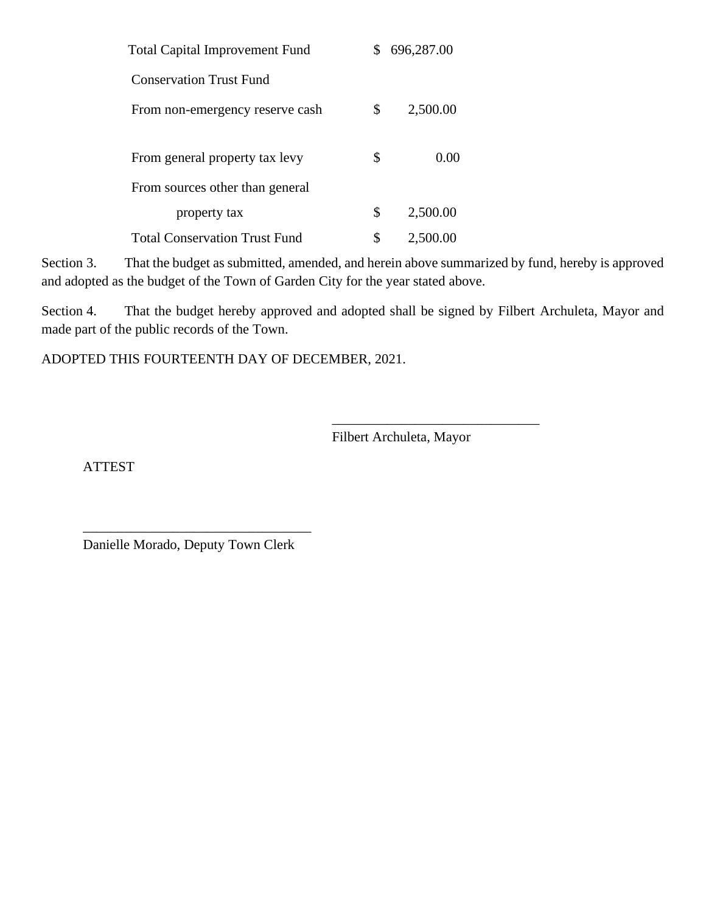| | |
|---|---|
| Total Capital Improvement Fund | $ 696,287.00 |
| Conservation Trust Fund | |
| From non-emergency reserve cash | $ 2,500.00 |
| From general property tax levy | $ 0.00 |
| From sources other than general property tax | $ 2,500.00 |
| Total Conservation Trust Fund | $ 2,500.00 |

Section 3. That the budget as submitted, amended, and herein above summarized by fund, hereby is approved and adopted as the budget of the Town of Garden City for the year stated above.

Section 4. That the budget hereby approved and adopted shall be signed by Filbert Archuleta, Mayor and made part of the public records of the Town.

ADOPTED THIS FOURTEENTH DAY OF DECEMBER, 2021.

______________________________
Filbert Archuleta, Mayor

ATTEST

_________________________________
Danielle Morado, Deputy Town Clerk